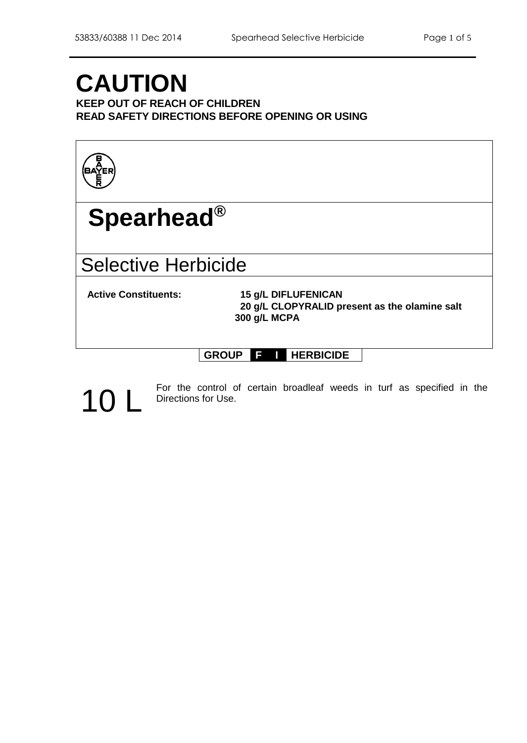# CAUTION

**KEEP OUT OF REACH OF CHILDREN**
**READ SAFETY DIRECTIONS BEFORE OPENING OR USING**

BAYER

# Spearhead®

## Selective Herbicide

| **Active Constituents:** | **15 g/L DIFLUFENICAN** |
|---|---|
| | **20 g/L CLOPYRALID present as the olamine salt** |
| | **300 g/L MCPA** |

**GROUP F I HERBICIDE**

10 L

For the control of certain broadleaf weeds in turf as specified in the Directions for Use.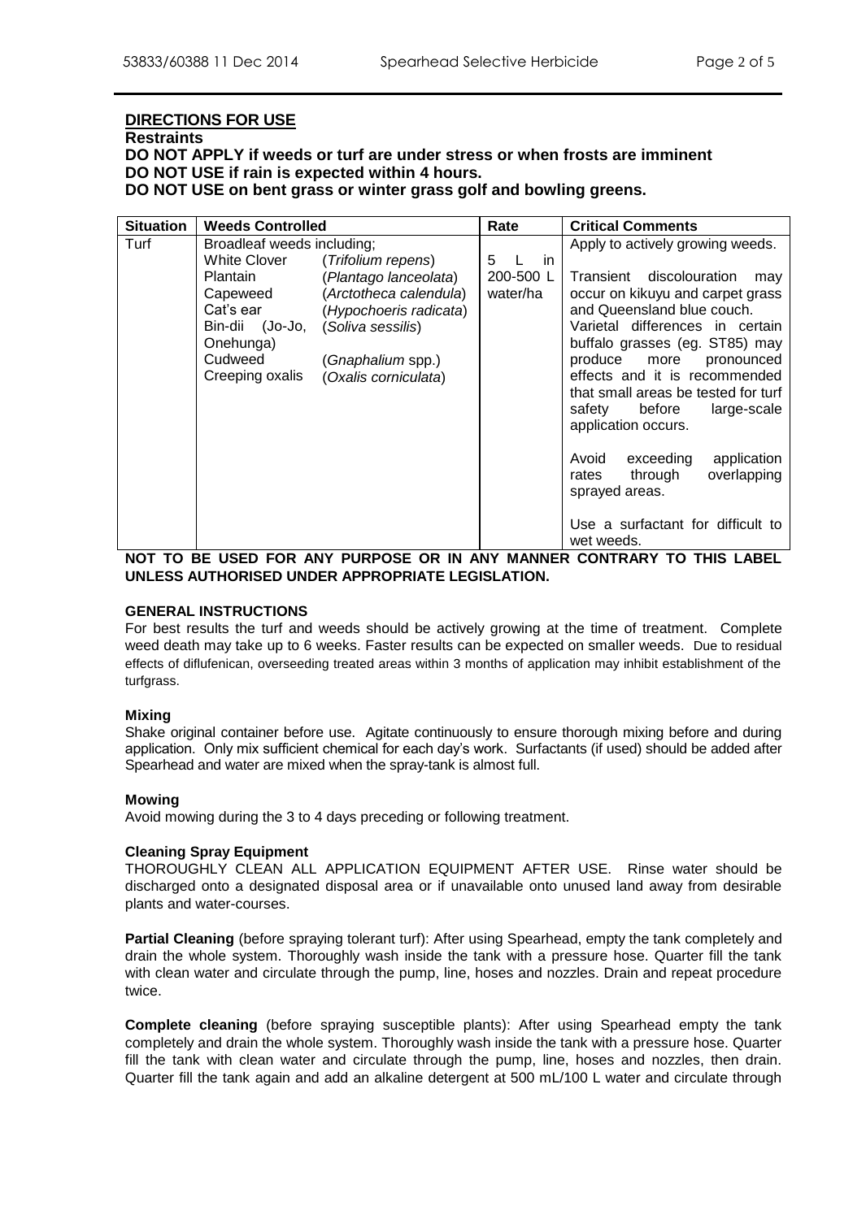## DIRECTIONS FOR USE

**Restraints**

**DO NOT APPLY if weeds or turf are under stress or when frosts are imminent**
**DO NOT USE if rain is expected within 4 hours.**
**DO NOT USE on bent grass or winter grass golf and bowling greens.**

| Situation | Weeds Controlled | Rate | Critical Comments |
|---|---|---|---|
| Turf | Broadleaf weeds including;<br>White Clover (*Trifolium repens*)<br>Plantain (*Plantago lanceolata*)<br>Capeweed (*Arctotheca calendula*)<br>Cat's ear (*Hypochoeris radicata*)<br>Bin-dii (Jo-Jo, Onehunga) (*Soliva sessilis*)<br>Cudweed (*Gnaphalium* spp.)<br>Creeping oxalis (*Oxalis corniculata*) | 5 L in 200-500 L water/ha | Apply to actively growing weeds.<br><br>Transient discolouration may occur on kikuyu and carpet grass and Queensland blue couch. Varietal differences in certain buffalo grasses (eg. ST85) may produce more pronounced effects and it is recommended that small areas be tested for turf safety before large-scale application occurs.<br><br>Avoid exceeding application rates through overlapping sprayed areas.<br><br>Use a surfactant for difficult to wet weeds. |

**NOT TO BE USED FOR ANY PURPOSE OR IN ANY MANNER CONTRARY TO THIS LABEL UNLESS AUTHORISED UNDER APPROPRIATE LEGISLATION.**

### GENERAL INSTRUCTIONS

For best results the turf and weeds should be actively growing at the time of treatment. Complete weed death may take up to 6 weeks. Faster results can be expected on smaller weeds. Due to residual effects of diflufenican, overseeding treated areas within 3 months of application may inhibit establishment of the turfgrass.

### Mixing

Shake original container before use. Agitate continuously to ensure thorough mixing before and during application. Only mix sufficient chemical for each day's work. Surfactants (if used) should be added after Spearhead and water are mixed when the spray-tank is almost full.

### Mowing

Avoid mowing during the 3 to 4 days preceding or following treatment.

### Cleaning Spray Equipment

THOROUGHLY CLEAN ALL APPLICATION EQUIPMENT AFTER USE. Rinse water should be discharged onto a designated disposal area or if unavailable onto unused land away from desirable plants and water-courses.

**Partial Cleaning** (before spraying tolerant turf): After using Spearhead, empty the tank completely and drain the whole system. Thoroughly wash inside the tank with a pressure hose. Quarter fill the tank with clean water and circulate through the pump, line, hoses and nozzles. Drain and repeat procedure twice.

**Complete cleaning** (before spraying susceptible plants): After using Spearhead empty the tank completely and drain the whole system. Thoroughly wash inside the tank with a pressure hose. Quarter fill the tank with clean water and circulate through the pump, line, hoses and nozzles, then drain. Quarter fill the tank again and add an alkaline detergent at 500 mL/100 L water and circulate through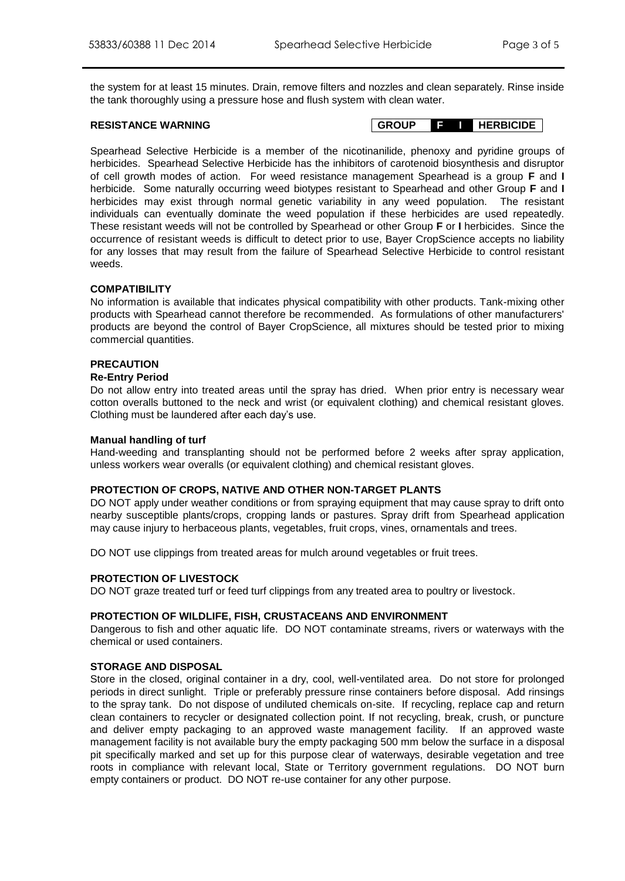the system for at least 15 minutes. Drain, remove filters and nozzles and clean separately. Rinse inside the tank thoroughly using a pressure hose and flush system with clean water.

## RESISTANCE WARNING

| GROUP | F | I | HERBICIDE |
|---|---|---|---|

Spearhead Selective Herbicide is a member of the nicotinanilide, phenoxy and pyridine groups of herbicides. Spearhead Selective Herbicide has the inhibitors of carotenoid biosynthesis and disruptor of cell growth modes of action. For weed resistance management Spearhead is a group **F** and **I** herbicide. Some naturally occurring weed biotypes resistant to Spearhead and other Group **F** and **I** herbicides may exist through normal genetic variability in any weed population. The resistant individuals can eventually dominate the weed population if these herbicides are used repeatedly. These resistant weeds will not be controlled by Spearhead or other Group **F** or **I** herbicides. Since the occurrence of resistant weeds is difficult to detect prior to use, Bayer CropScience accepts no liability for any losses that may result from the failure of Spearhead Selective Herbicide to control resistant weeds.

## COMPATIBILITY

No information is available that indicates physical compatibility with other products. Tank-mixing other products with Spearhead cannot therefore be recommended. As formulations of other manufacturers' products are beyond the control of Bayer CropScience, all mixtures should be tested prior to mixing commercial quantities.

## PRECAUTION

### Re-Entry Period

Do not allow entry into treated areas until the spray has dried. When prior entry is necessary wear cotton overalls buttoned to the neck and wrist (or equivalent clothing) and chemical resistant gloves. Clothing must be laundered after each day's use.

### Manual handling of turf

Hand-weeding and transplanting should not be performed before 2 weeks after spray application, unless workers wear overalls (or equivalent clothing) and chemical resistant gloves.

## PROTECTION OF CROPS, NATIVE AND OTHER NON-TARGET PLANTS

DO NOT apply under weather conditions or from spraying equipment that may cause spray to drift onto nearby susceptible plants/crops, cropping lands or pastures. Spray drift from Spearhead application may cause injury to herbaceous plants, vegetables, fruit crops, vines, ornamentals and trees.

DO NOT use clippings from treated areas for mulch around vegetables or fruit trees.

## PROTECTION OF LIVESTOCK

DO NOT graze treated turf or feed turf clippings from any treated area to poultry or livestock.

## PROTECTION OF WILDLIFE, FISH, CRUSTACEANS AND ENVIRONMENT

Dangerous to fish and other aquatic life. DO NOT contaminate streams, rivers or waterways with the chemical or used containers.

## STORAGE AND DISPOSAL

Store in the closed, original container in a dry, cool, well-ventilated area. Do not store for prolonged periods in direct sunlight. Triple or preferably pressure rinse containers before disposal. Add rinsings to the spray tank. Do not dispose of undiluted chemicals on-site. If recycling, replace cap and return clean containers to recycler or designated collection point. If not recycling, break, crush, or puncture and deliver empty packaging to an approved waste management facility. If an approved waste management facility is not available bury the empty packaging 500 mm below the surface in a disposal pit specifically marked and set up for this purpose clear of waterways, desirable vegetation and tree roots in compliance with relevant local, State or Territory government regulations. DO NOT burn empty containers or product. DO NOT re-use container for any other purpose.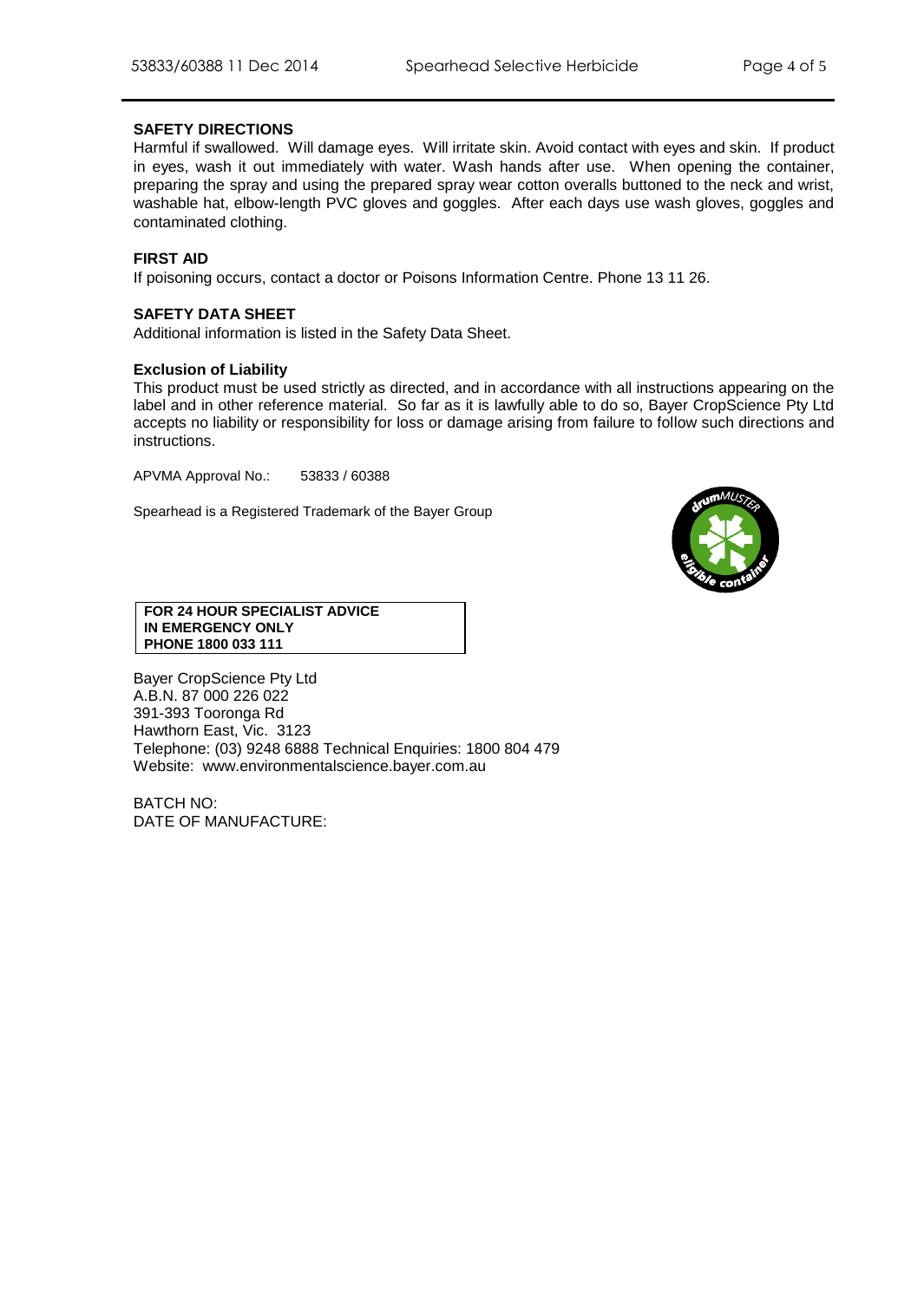## SAFETY DIRECTIONS

Harmful if swallowed. Will damage eyes. Will irritate skin. Avoid contact with eyes and skin. If product in eyes, wash it out immediately with water. Wash hands after use. When opening the container, preparing the spray and using the prepared spray wear cotton overalls buttoned to the neck and wrist, washable hat, elbow-length PVC gloves and goggles. After each days use wash gloves, goggles and contaminated clothing.

## FIRST AID

If poisoning occurs, contact a doctor or Poisons Information Centre. Phone 13 11 26.

## SAFETY DATA SHEET

Additional information is listed in the Safety Data Sheet.

## Exclusion of Liability

This product must be used strictly as directed, and in accordance with all instructions appearing on the label and in other reference material. So far as it is lawfully able to do so, Bayer CropScience Pty Ltd accepts no liability or responsibility for loss or damage arising from failure to follow such directions and instructions.

APVMA Approval No.: 53833 / 60388

Spearhead is a Registered Trademark of the Bayer Group

drumMUSTER eligible container

**FOR 24 HOUR SPECIALIST ADVICE**
**IN EMERGENCY ONLY**
**PHONE 1800 033 111**

Bayer CropScience Pty Ltd
A.B.N. 87 000 226 022
391-393 Tooronga Rd
Hawthorn East, Vic. 3123
Telephone: (03) 9248 6888 Technical Enquiries: 1800 804 479
Website: www.environmentalscience.bayer.com.au

BATCH NO:
DATE OF MANUFACTURE: